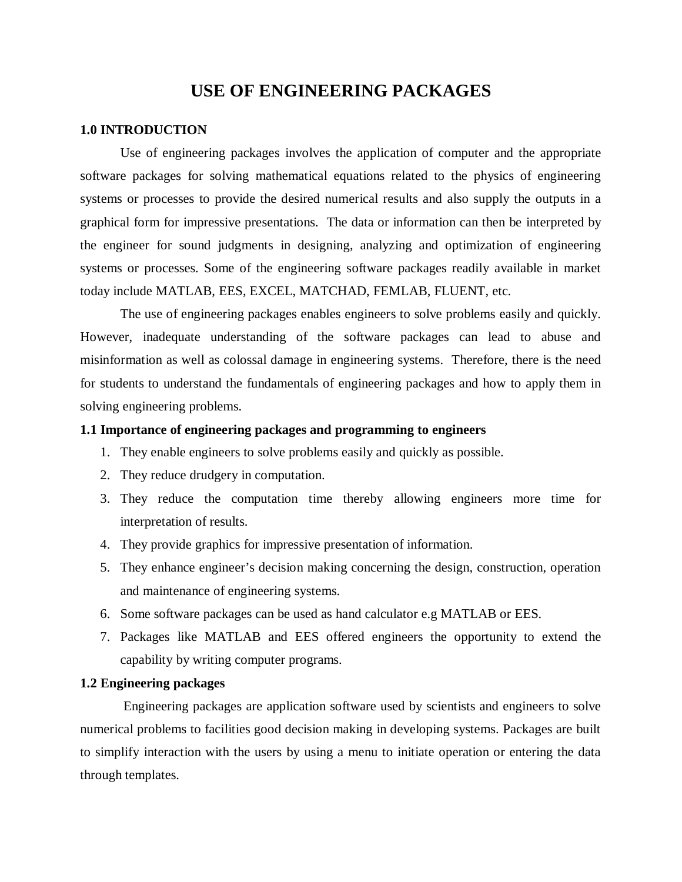# USE OF ENGINEERING PACKAGES

## 1.0 INTRODUCTION

Use of engineering packages involves the application of computer and the appropriate software packages for solving mathematical equations related to the physics of engineering systems or processes to provide the desired numerical results and also supply the outputs in a graphical form for impressive presentations. The data or information can then be interpreted by the engineer for sound judgments in designing, analyzing and optimization of engineering systems or processes. Some of the engineering software packages readily available in market today include MATLAB, EES, EXCEL, MATCHAD, FEMLAB, FLUENT, etc.

The use of engineering packages enables engineers to solve problems easily and quickly. However, inadequate understanding of the software packages can lead to abuse and misinformation as well as colossal damage in engineering systems. Therefore, there is the need for students to understand the fundamentals of engineering packages and how to apply them in solving engineering problems.

### 1.1 Importance of engineering packages and programming to engineers

1. They enable engineers to solve problems easily and quickly as possible.
2. They reduce drudgery in computation.
3. They reduce the computation time thereby allowing engineers more time for interpretation of results.
4. They provide graphics for impressive presentation of information.
5. They enhance engineer's decision making concerning the design, construction, operation and maintenance of engineering systems.
6. Some software packages can be used as hand calculator e.g MATLAB or EES.
7. Packages like MATLAB and EES offered engineers the opportunity to extend the capability by writing computer programs.

### 1.2 Engineering packages

Engineering packages are application software used by scientists and engineers to solve numerical problems to facilities good decision making in developing systems. Packages are built to simplify interaction with the users by using a menu to initiate operation or entering the data through templates.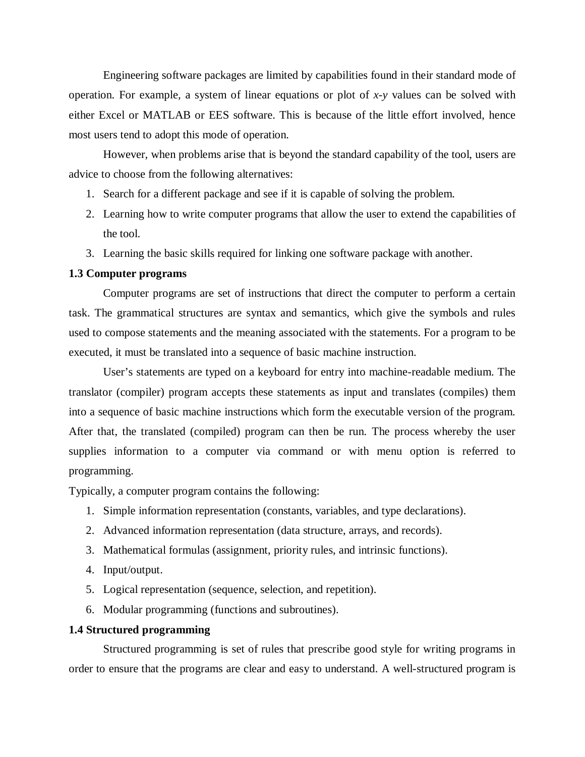Engineering software packages are limited by capabilities found in their standard mode of operation. For example, a system of linear equations or plot of *x-y* values can be solved with either Excel or MATLAB or EES software. This is because of the little effort involved, hence most users tend to adopt this mode of operation.

However, when problems arise that is beyond the standard capability of the tool, users are advice to choose from the following alternatives:

1. Search for a different package and see if it is capable of solving the problem.
2. Learning how to write computer programs that allow the user to extend the capabilities of the tool.
3. Learning the basic skills required for linking one software package with another.

**1.3 Computer programs**

Computer programs are set of instructions that direct the computer to perform a certain task. The grammatical structures are syntax and semantics, which give the symbols and rules used to compose statements and the meaning associated with the statements. For a program to be executed, it must be translated into a sequence of basic machine instruction.

User's statements are typed on a keyboard for entry into machine-readable medium. The translator (compiler) program accepts these statements as input and translates (compiles) them into a sequence of basic machine instructions which form the executable version of the program. After that, the translated (compiled) program can then be run. The process whereby the user supplies information to a computer via command or with menu option is referred to programming.

Typically, a computer program contains the following:

1. Simple information representation (constants, variables, and type declarations).
2. Advanced information representation (data structure, arrays, and records).
3. Mathematical formulas (assignment, priority rules, and intrinsic functions).
4. Input/output.
5. Logical representation (sequence, selection, and repetition).
6. Modular programming (functions and subroutines).

**1.4 Structured programming**

Structured programming is set of rules that prescribe good style for writing programs in order to ensure that the programs are clear and easy to understand. A well-structured program is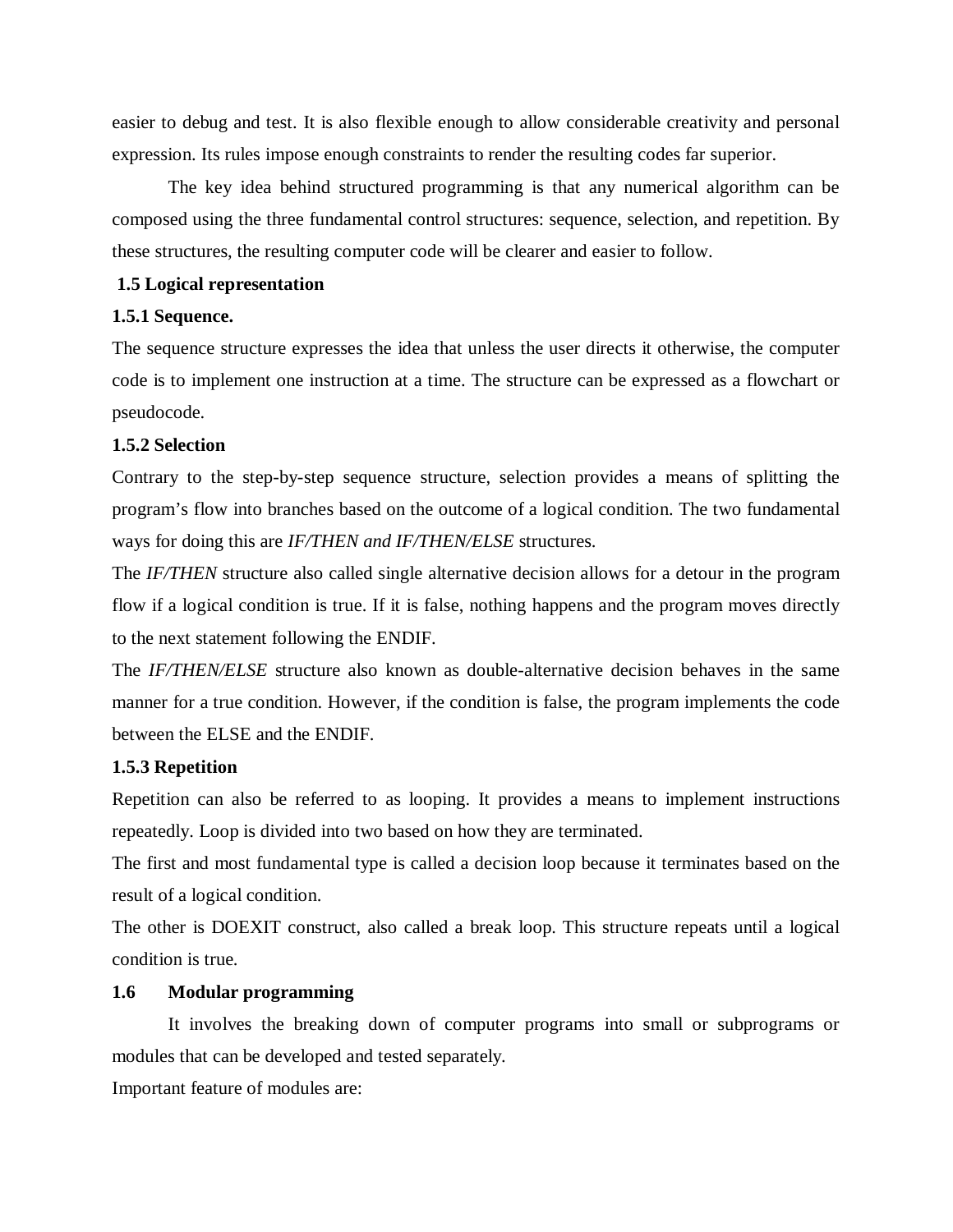easier to debug and test. It is also flexible enough to allow considerable creativity and personal expression. Its rules impose enough constraints to render the resulting codes far superior.

The key idea behind structured programming is that any numerical algorithm can be composed using the three fundamental control structures: sequence, selection, and repetition. By these structures, the resulting computer code will be clearer and easier to follow.

## 1.5 Logical representation

### 1.5.1 Sequence.

The sequence structure expresses the idea that unless the user directs it otherwise, the computer code is to implement one instruction at a time. The structure can be expressed as a flowchart or pseudocode.

### 1.5.2 Selection

Contrary to the step-by-step sequence structure, selection provides a means of splitting the program's flow into branches based on the outcome of a logical condition. The two fundamental ways for doing this are *IF/THEN and IF/THEN/ELSE* structures.

The *IF/THEN* structure also called single alternative decision allows for a detour in the program flow if a logical condition is true. If it is false, nothing happens and the program moves directly to the next statement following the ENDIF.

The *IF/THEN/ELSE* structure also known as double-alternative decision behaves in the same manner for a true condition. However, if the condition is false, the program implements the code between the ELSE and the ENDIF.

### 1.5.3 Repetition

Repetition can also be referred to as looping. It provides a means to implement instructions repeatedly. Loop is divided into two based on how they are terminated.

The first and most fundamental type is called a decision loop because it terminates based on the result of a logical condition.

The other is DOEXIT construct, also called a break loop. This structure repeats until a logical condition is true.

## 1.6 Modular programming

It involves the breaking down of computer programs into small or subprograms or modules that can be developed and tested separately.

Important feature of modules are: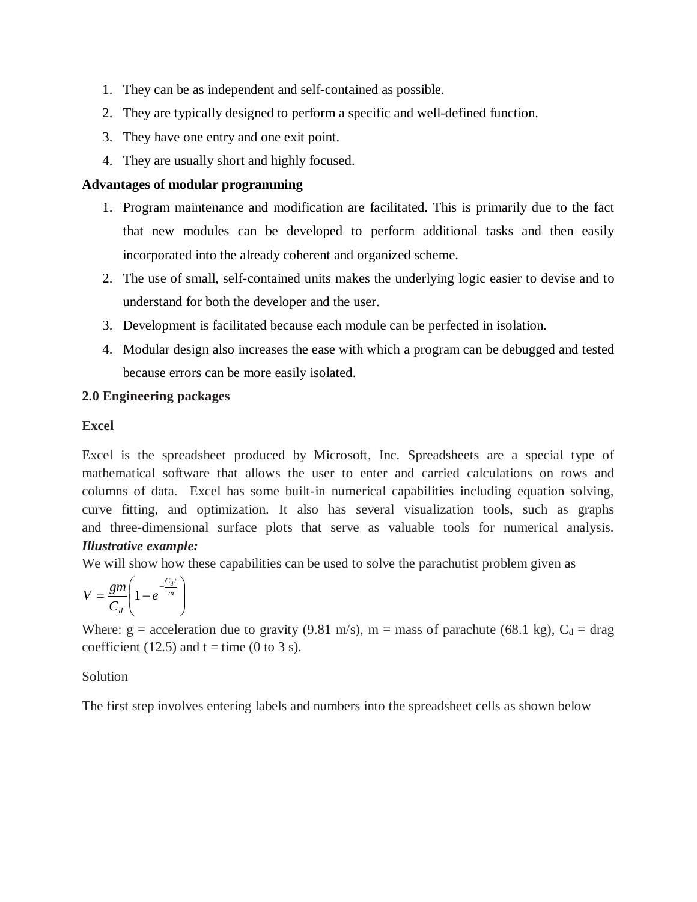1. They can be as independent and self-contained as possible.
2. They are typically designed to perform a specific and well-defined function.
3. They have one entry and one exit point.
4. They are usually short and highly focused.

**Advantages of modular programming**

1. Program maintenance and modification are facilitated. This is primarily due to the fact that new modules can be developed to perform additional tasks and then easily incorporated into the already coherent and organized scheme.
2. The use of small, self-contained units makes the underlying logic easier to devise and to understand for both the developer and the user.
3. Development is facilitated because each module can be perfected in isolation.
4. Modular design also increases the ease with which a program can be debugged and tested because errors can be more easily isolated.

**2.0 Engineering packages**

**Excel**

Excel is the spreadsheet produced by Microsoft, Inc. Spreadsheets are a special type of mathematical software that allows the user to enter and carried calculations on rows and columns of data. Excel has some built-in numerical capabilities including equation solving, curve fitting, and optimization. It also has several visualization tools, such as graphs and three-dimensional surface plots that serve as valuable tools for numerical analysis.

***Illustrative example:***

We will show how these capabilities can be used to solve the parachutist problem given as

$$V = \frac{gm}{C_d}\left(1 - e^{-\frac{C_d t}{m}}\right)$$

Where: g = acceleration due to gravity (9.81 m/s), m = mass of parachute (68.1 kg), $C_d$ = drag coefficient (12.5) and t = time (0 to 3 s).

Solution

The first step involves entering labels and numbers into the spreadsheet cells as shown below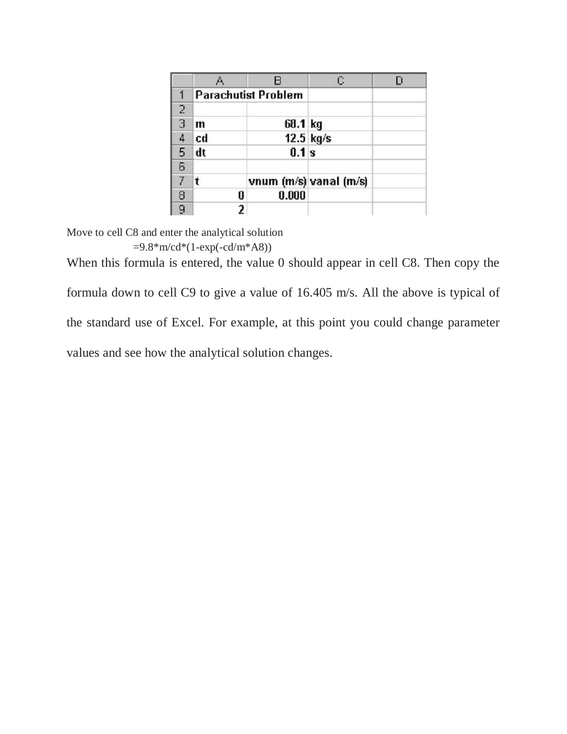| | A | B | C | D |
|---|---|---|---|---|
| 1 | Parachutist Problem | | | |
| 2 | | | | |
| 3 | m | 68.1 | kg | |
| 4 | cd | 12.5 | kg/s | |
| 5 | dt | 0.1 | s | |
| 6 | | | | |
| 7 | t | vnum (m/s) | vanal (m/s) | |
| 8 | 0 | 0.000 | | |
| 9 | 2 | | | |

Move to cell C8 and enter the analytical solution

```
=9.8*m/cd*(1-exp(-cd/m*A8))
```

When this formula is entered, the value 0 should appear in cell C8. Then copy the formula down to cell C9 to give a value of 16.405 m/s. All the above is typical of the standard use of Excel. For example, at this point you could change parameter values and see how the analytical solution changes.